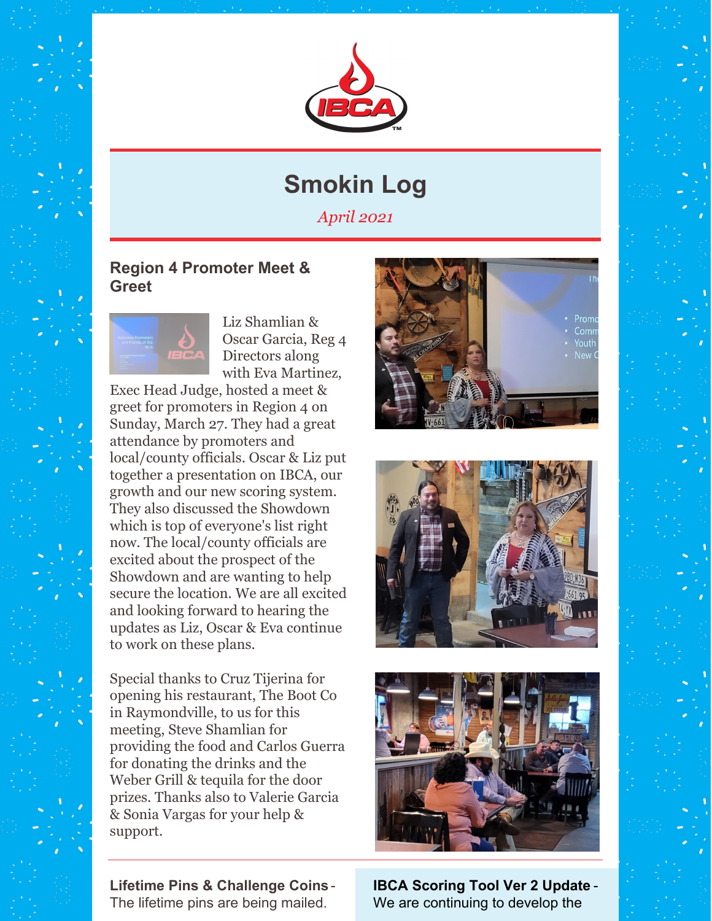# Smokin Log

*April 2021*

## Region 4 Promoter Meet & Greet

Liz Shamlian & Oscar Garcia, Reg 4 Directors along with Eva Martinez, Exec Head Judge, hosted a meet & greet for promoters in Region 4 on Sunday, March 27. They had a great attendance by promoters and local/county officials. Oscar & Liz put together a presentation on IBCA, our growth and our new scoring system. They also discussed the Showdown which is top of everyone's list right now. The local/county officials are excited about the prospect of the Showdown and are wanting to help secure the location. We are all excited and looking forward to hearing the updates as Liz, Oscar & Eva continue to work on these plans.

Special thanks to Cruz Tijerina for opening his restaurant, The Boot Co in Raymondville, to us for this meeting, Steve Shamlian for providing the food and Carlos Guerra for donating the drinks and the Weber Grill & tequila for the door prizes. Thanks also to Valerie Garcia & Sonia Vargas for your help & support.

**Lifetime Pins & Challenge Coins** - The lifetime pins are being mailed.

**IBCA Scoring Tool Ver 2 Update** - We are continuing to develop the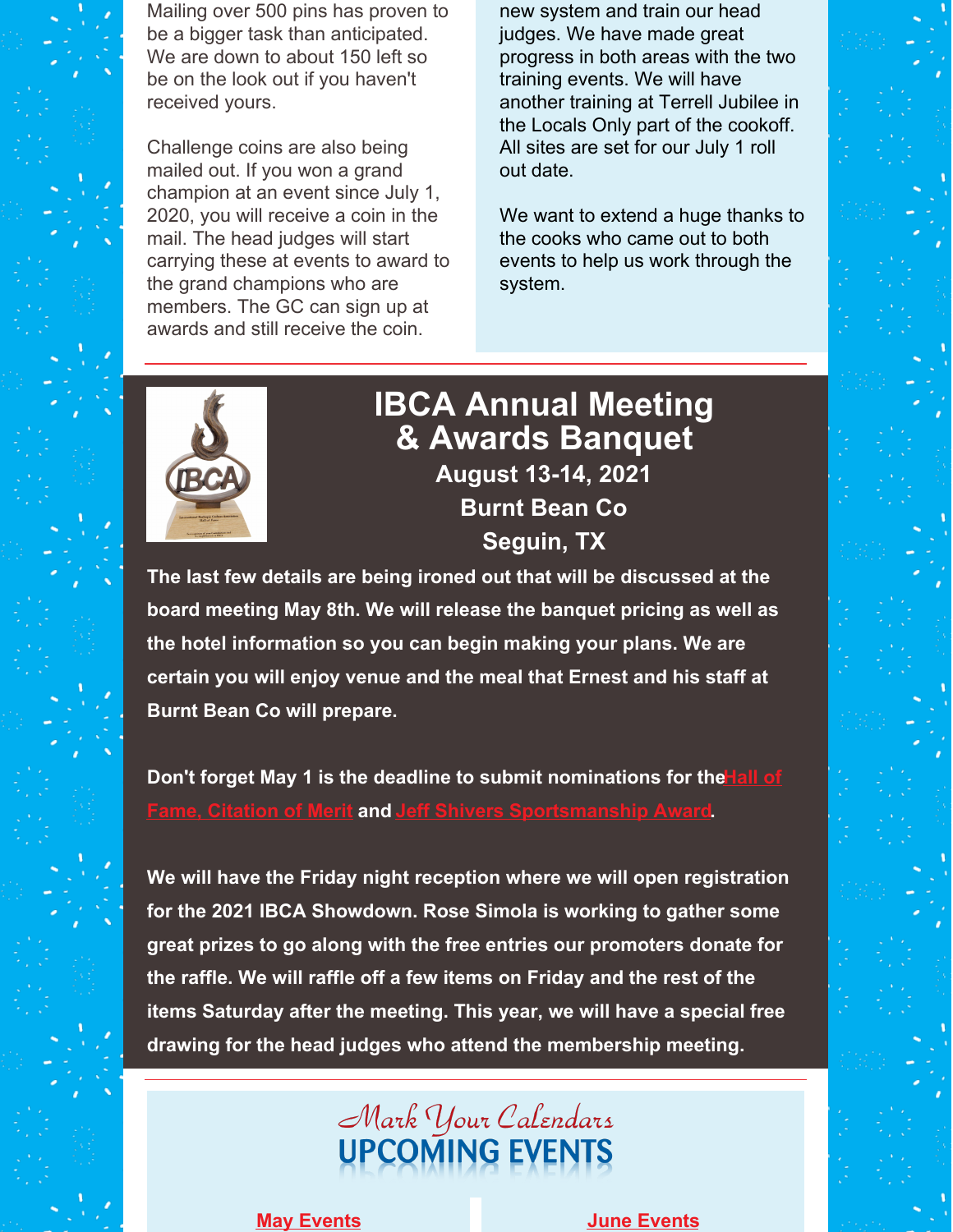Mailing over 500 pins has proven to be a bigger task than anticipated. We are down to about 150 left so be on the look out if you haven't received yours.

Challenge coins are also being mailed out. If you won a grand champion at an event since July 1, 2020, you will receive a coin in the mail. The head judges will start carrying these at events to award to the grand champions who are members. The GC can sign up at awards and still receive the coin.

new system and train our head judges. We have made great progress in both areas with the two training events. We will have another training at Terrell Jubilee in the Locals Only part of the cookoff. All sites are set for our July 1 roll out date.

We want to extend a huge thanks to the cooks who came out to both events to help us work through the system.

## IBCA Annual Meeting & Awards Banquet

**August 13-14, 2021**
**Burnt Bean Co**
**Seguin, TX**

**The last few details are being ironed out that will be discussed at the board meeting May 8th. We will release the banquet pricing as well as the hotel information so you can begin making your plans. We are certain you will enjoy venue and the meal that Ernest and his staff at Burnt Bean Co will prepare.**

**Don't forget May 1 is the deadline to submit nominations for the Hall of Fame, Citation of Merit and Jeff Shivers Sportsmanship Award.**

**We will have the Friday night reception where we will open registration for the 2021 IBCA Showdown. Rose Simola is working to gather some great prizes to go along with the free entries our promoters donate for the raffle. We will raffle off a few items on Friday and the rest of the items Saturday after the meeting. This year, we will have a special free drawing for the head judges who attend the membership meeting.**

## *Mark Your Calendars*
## UPCOMING EVENTS

**May Events**

**June Events**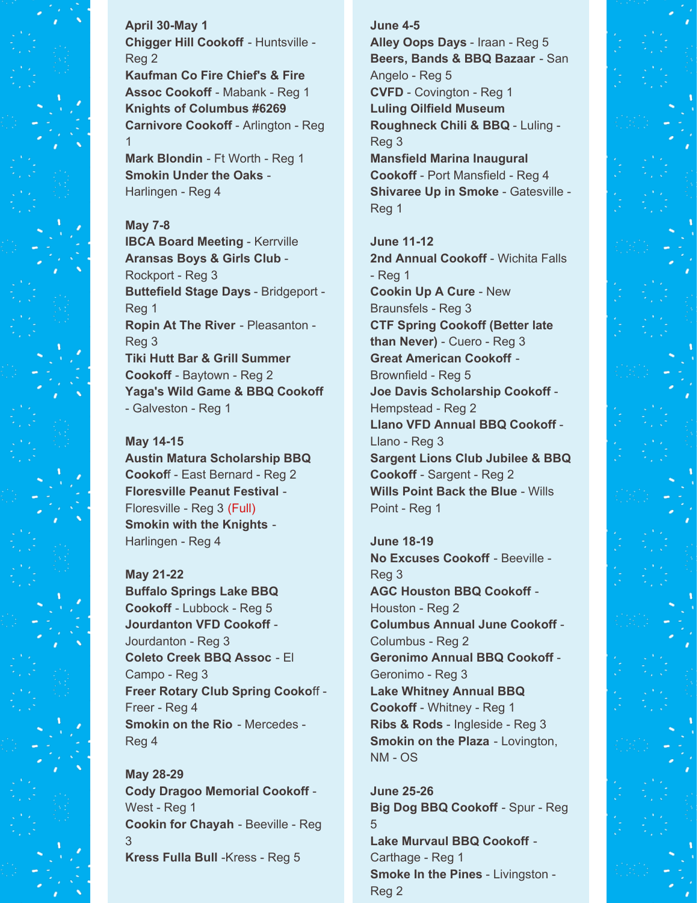**April 30-May 1**

**Chigger Hill Cookoff** - Huntsville - Reg 2
**Kaufman Co Fire Chief's & Fire Assoc Cookoff** - Mabank - Reg 1
**Knights of Columbus #6269 Carnivore Cookoff** - Arlington - Reg 1
**Mark Blondin** - Ft Worth - Reg 1
**Smokin Under the Oaks** - Harlingen - Reg 4

**May 7-8**

**IBCA Board Meeting** - Kerrville
**Aransas Boys & Girls Club** - Rockport - Reg 3
**Buttefield Stage Days** - Bridgeport - Reg 1
**Ropin At The River** - Pleasanton - Reg 3
**Tiki Hutt Bar & Grill Summer Cookoff** - Baytown - Reg 2
**Yaga's Wild Game & BBQ Cookoff** - Galveston - Reg 1

**May 14-15**

**Austin Matura Scholarship BBQ Cookoff** - East Bernard - Reg 2
**Floresville Peanut Festival** - Floresville - Reg 3 (Full)
**Smokin with the Knights** - Harlingen - Reg 4

**May 21-22**

**Buffalo Springs Lake BBQ Cookoff** - Lubbock - Reg 5
**Jourdanton VFD Cookoff** - Jourdanton - Reg 3
**Coleto Creek BBQ Assoc** - El Campo - Reg 3
**Freer Rotary Club Spring Cookoff** - Freer - Reg 4
**Smokin on the Rio** - Mercedes - Reg 4

**May 28-29**

**Cody Dragoo Memorial Cookoff** - West - Reg 1
**Cookin for Chayah** - Beeville - Reg 3
**Kress Fulla Bull** -Kress - Reg 5

**June 4-5**

**Alley Oops Days** - Iraan - Reg 5
**Beers, Bands & BBQ Bazaar** - San Angelo - Reg 5
**CVFD** - Covington - Reg 1
**Luling Oilfield Museum Roughneck Chili & BBQ** - Luling - Reg 3
**Mansfield Marina Inaugural Cookoff** - Port Mansfield - Reg 4
**Shivaree Up in Smoke** - Gatesville - Reg 1

**June 11-12**

**2nd Annual Cookoff** - Wichita Falls - Reg 1
**Cookin Up A Cure** - New Braunsfels - Reg 3
**CTF Spring Cookoff (Better late than Never)** - Cuero - Reg 3
**Great American Cookoff** - Brownfield - Reg 5
**Joe Davis Scholarship Cookoff** - Hempstead - Reg 2
**Llano VFD Annual BBQ Cookoff** - Llano - Reg 3
**Sargent Lions Club Jubilee & BBQ Cookoff** - Sargent - Reg 2
**Wills Point Back the Blue** - Wills Point - Reg 1

**June 18-19**

**No Excuses Cookoff** - Beeville - Reg 3
**AGC Houston BBQ Cookoff** - Houston - Reg 2
**Columbus Annual June Cookoff** - Columbus - Reg 2
**Geronimo Annual BBQ Cookoff** - Geronimo - Reg 3
**Lake Whitney Annual BBQ Cookoff** - Whitney - Reg 1
**Ribs & Rods** - Ingleside - Reg 3
**Smokin on the Plaza** - Lovington, NM - OS

**June 25-26**

**Big Dog BBQ Cookoff** - Spur - Reg 5
**Lake Murvaul BBQ Cookoff** - Carthage - Reg 1
**Smoke In the Pines** - Livingston - Reg 2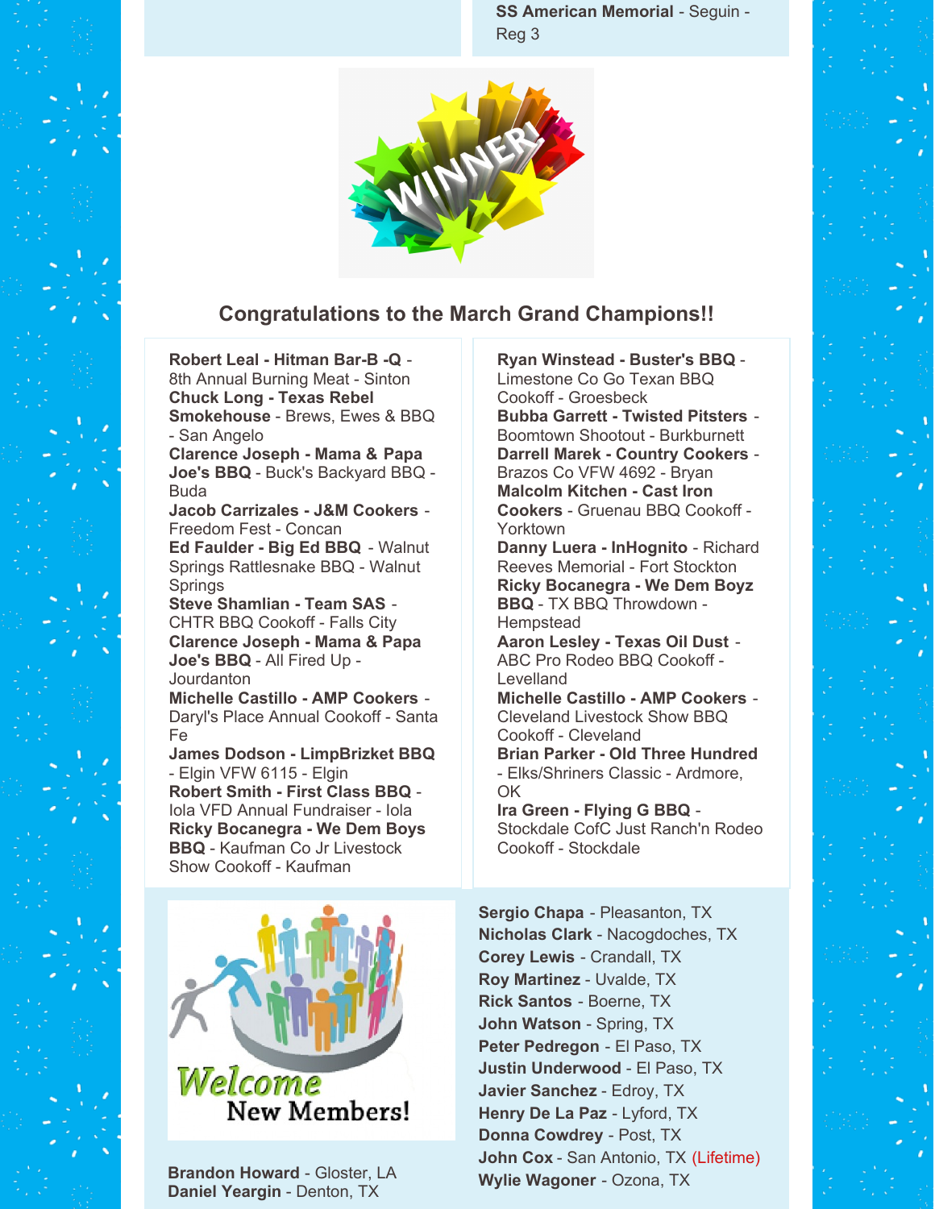**SS American Memorial** - Seguin - Reg 3

## Congratulations to the March Grand Champions!!

**Robert Leal - Hitman Bar-B -Q** - 8th Annual Burning Meat - Sinton
**Chuck Long - Texas Rebel Smokehouse** - Brews, Ewes & BBQ - San Angelo
**Clarence Joseph - Mama & Papa Joe's BBQ** - Buck's Backyard BBQ - Buda
**Jacob Carrizales - J&M Cookers** - Freedom Fest - Concan
**Ed Faulder - Big Ed BBQ** - Walnut Springs Rattlesnake BBQ - Walnut Springs
**Steve Shamlian - Team SAS** - CHTR BBQ Cookoff - Falls City
**Clarence Joseph - Mama & Papa Joe's BBQ** - All Fired Up - Jourdanton
**Michelle Castillo - AMP Cookers** - Daryl's Place Annual Cookoff - Santa Fe
**James Dodson - LimpBrizket BBQ** - Elgin VFW 6115 - Elgin
**Robert Smith - First Class BBQ** - Iola VFD Annual Fundraiser - Iola
**Ricky Bocanegra - We Dem Boys BBQ** - Kaufman Co Jr Livestock Show Cookoff - Kaufman
**Ryan Winstead - Buster's BBQ** - Limestone Co Go Texan BBQ Cookoff - Groesbeck
**Bubba Garrett - Twisted Pitsters** - Boomtown Shootout - Burkburnett
**Darrell Marek - Country Cookers** - Brazos Co VFW 4692 - Bryan
**Malcolm Kitchen - Cast Iron Cookers** - Gruenau BBQ Cookoff - Yorktown
**Danny Luera - InHognito** - Richard Reeves Memorial - Fort Stockton
**Ricky Bocanegra - We Dem Boyz BBQ** - TX BBQ Throwdown - Hempstead
**Aaron Lesley - Texas Oil Dust** - ABC Pro Rodeo BBQ Cookoff - Levelland
**Michelle Castillo - AMP Cookers** - Cleveland Livestock Show BBQ Cookoff - Cleveland
**Brian Parker - Old Three Hundred** - Elks/Shriners Classic - Ardmore, OK
**Ira Green - Flying G BBQ** - Stockdale CofC Just Ranch'n Rodeo Cookoff - Stockdale

## Welcome New Members!

**Brandon Howard** - Gloster, LA
**Daniel Yeargin** - Denton, TX
**Sergio Chapa** - Pleasanton, TX
**Nicholas Clark** - Nacogdoches, TX
**Corey Lewis** - Crandall, TX
**Roy Martinez** - Uvalde, TX
**Rick Santos** - Boerne, TX
**John Watson** - Spring, TX
**Peter Pedregon** - El Paso, TX
**Justin Underwood** - El Paso, TX
**Javier Sanchez** - Edroy, TX
**Henry De La Paz** - Lyford, TX
**Donna Cowdrey** - Post, TX
**John Cox** - San Antonio, TX (Lifetime)
**Wylie Wagoner** - Ozona, TX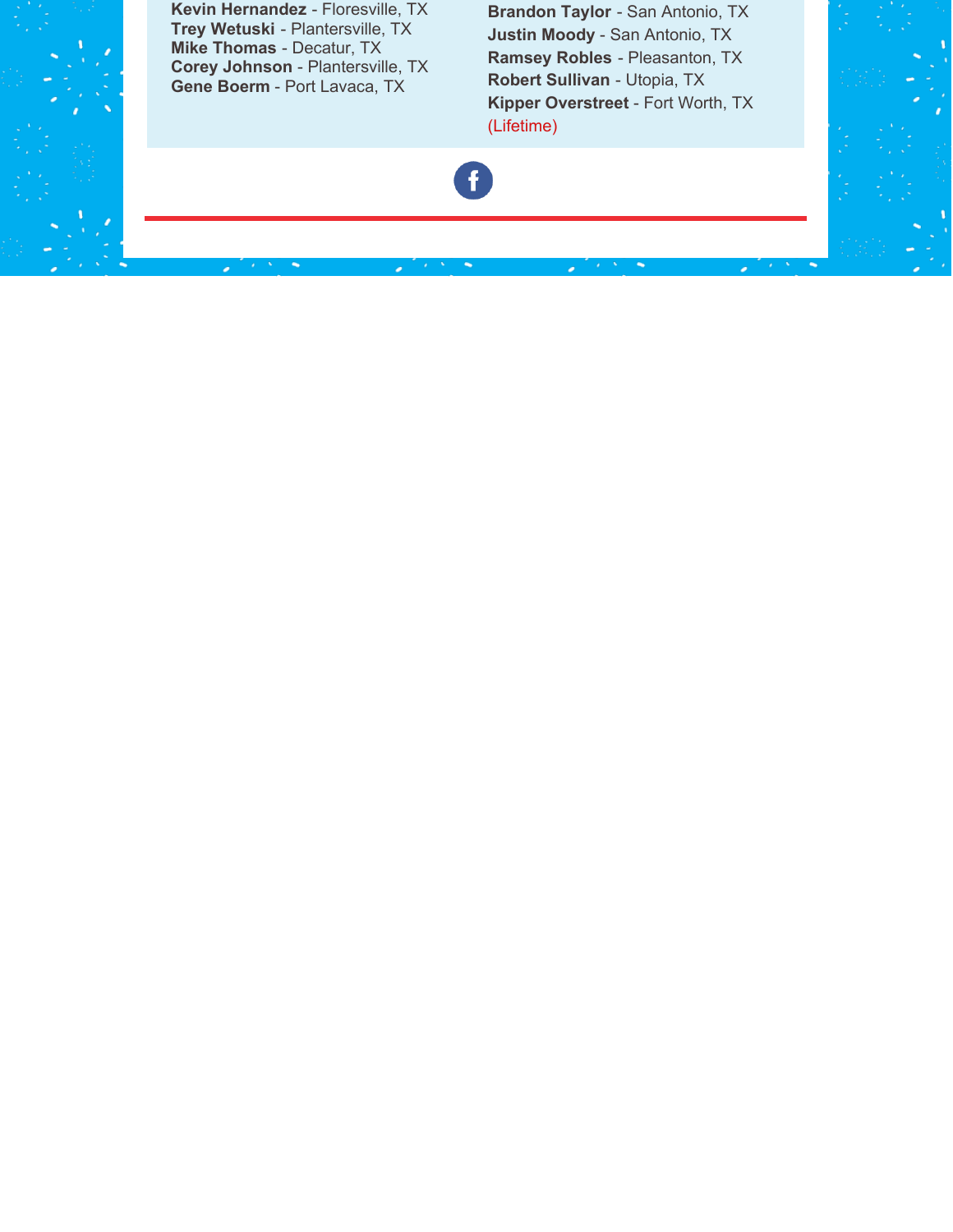**Kevin Hernandez** - Floresville, TX
**Trey Wetuski** - Plantersville, TX
**Mike Thomas** - Decatur, TX
**Corey Johnson** - Plantersville, TX
**Gene Boerm** - Port Lavaca, TX

**Brandon Taylor** - San Antonio, TX
**Justin Moody** - San Antonio, TX
**Ramsey Robles** - Pleasanton, TX
**Robert Sullivan** - Utopia, TX
**Kipper Overstreet** - Fort Worth, TX (Lifetime)